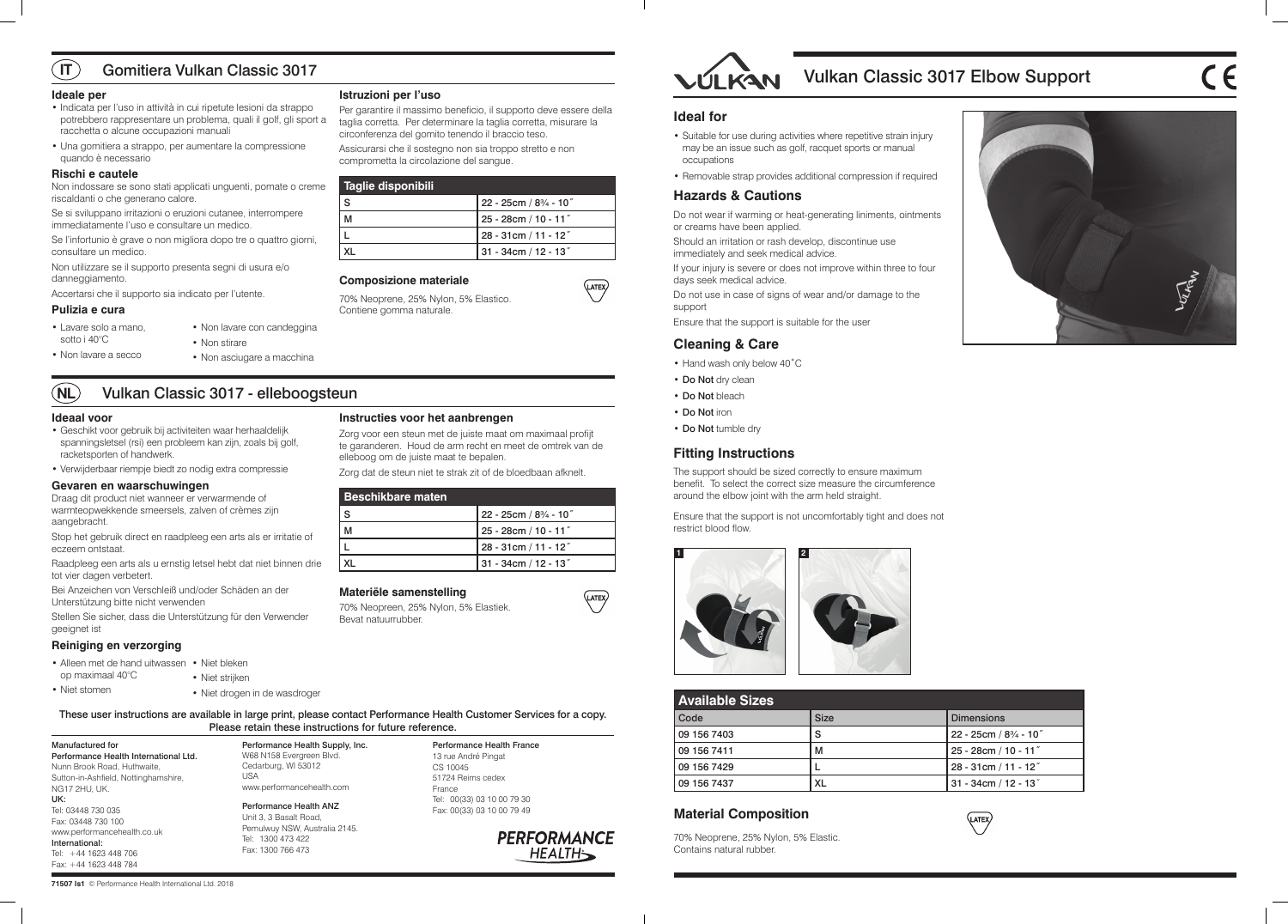# IT Gomitiera Vulkan Classic 3017

### Ideale per

- Indicata per l'uso in attività in cui ripetute lesioni da strappo potrebbero rappresentare un problema, quali il golf, gli sport a racchetta o alcune occupazioni manuali
- Una gomitiera a strappo, per aumentare la compressione quando è necessario

### Rischi e cautele

Non indossare se sono stati applicati unguenti, pomate o creme riscaldanti o che generano calore.

Se si sviluppano irritazioni o eruzioni cutanee, interrompere immediatamente l'uso e consultare un medico.

Se l'infortunio è grave o non migliora dopo tre o quattro giorni, consultare un medico.

Non utilizzare se il supporto presenta segni di usura e/o danneggiamento.

Accertarsi che il supporto sia indicato per l'utente.

### Pulizia e cura

- Lavare solo a mano, sotto i 40°C
- Non lavare a secco
- Non lavare con candeggina
- Non stirare
- Non asciugare a macchina

### Istruzioni per l'uso

Per garantire il massimo beneficio, il supporto deve essere della taglia corretta. Per determinare la taglia corretta, misurare la circonferenza del gomito tenendo il braccio teso.

Assicurarsi che il sostegno non sia troppo stretto e non comprometta la circolazione del sangue.

| Taglie disponibili | |
|---|---|
| S | 22 - 25cm / 8¾ - 10˝ |
| M | 25 - 28cm / 10 - 11˝ |
| L | 28 - 31cm / 11 - 12˝ |
| XL | 31 - 34cm / 12 - 13˝ |

### Composizione materiale

70% Neoprene, 25% Nylon, 5% Elastico.
Contiene gomma naturale.

LATEX

# NL Vulkan Classic 3017 - elleboogsteun

### Ideaal voor

- Geschikt voor gebruik bij activiteiten waar herhaaldelijk spanningsletsel (rsi) een probleem kan zijn, zoals bij golf, racketsporten of handwerk.
- Verwijderbaar riempje biedt zo nodig extra compressie

### Gevaren en waarschuwingen

Draag dit product niet wanneer er verwarmende of warmteopwekkende smeersels, zalven of crèmes zijn aangebracht.

Stop het gebruik direct en raadpleeg een arts als er irritatie of eczeem ontstaat.

Raadpleeg een arts als u ernstig letsel hebt dat niet binnen drie tot vier dagen verbetert.

Bei Anzeichen von Verschleiß und/oder Schäden an der Unterstützung bitte nicht verwenden

Stellen Sie sicher, dass die Unterstützung für den Verwender geeignet ist

### Reiniging en verzorging

- Alleen met de hand uitwassen op maximaal 40°C
- Niet stomen
- Niet bleken
- Niet strijken
- Niet drogen in de wasdroger

### Instructies voor het aanbrengen

Zorg voor een steun met de juiste maat om maximaal profijt te garanderen. Houd de arm recht en meet de omtrek van de elleboog om de juiste maat te bepalen.

Zorg dat de steun niet te strak zit of de bloedbaan afknelt.

| Beschikbare maten | |
|---|---|
| S | 22 - 25cm / 8¾ - 10˝ |
| M | 25 - 28cm / 10 - 11˝ |
| L | 28 - 31cm / 11 - 12˝ |
| XL | 31 - 34cm / 12 - 13˝ |

### Materiële samenstelling

70% Neopreen, 25% Nylon, 5% Elastiek.
Bevat natuurrubber.

LATEX

These user instructions are available in large print, please contact Performance Health Customer Services for a copy. Please retain these instructions for future reference.

Manufactured for
Performance Health International Ltd.
Nunn Brook Road, Huthwaite,
Sutton-in-Ashfield, Nottinghamshire,
NG17 2HU, UK.
UK:
Tel: 03448 730 035
Fax: 03448 730 100
www.performancehealth.co.uk
International:
Tel: +44 1623 448 706
Fax: +44 1623 448 784

Performance Health Supply, Inc.
W68 N158 Evergreen Blvd.
Cedarburg, WI 53012
USA
www.performancehealth.com

Performance Health ANZ
Unit 3, 3 Basalt Road,
Pemulwuy NSW, Australia 2145.
Tel: 1300 473 422
Fax: 1300 766 473

Performance Health France
13 rue André Pingat
CS 10045
51724 Reims cedex
France
Tel: 00(33) 03 10 00 79 30
Fax: 00(33) 03 10 00 79 49

PERFORMANCE HEALTH

71507 Is1 © Performance Health International Ltd. 2018

# VULKAN Vulkan Classic 3017 Elbow Support

CE

## Ideal for

- Suitable for use during activities where repetitive strain injury may be an issue such as golf, racquet sports or manual occupations
- Removable strap provides additional compression if required

## Hazards & Cautions

Do not wear if warming or heat-generating liniments, ointments or creams have been applied.

Should an irritation or rash develop, discontinue use immediately and seek medical advice.

If your injury is severe or does not improve within three to four days seek medical advice.

Do not use in case of signs of wear and/or damage to the support

Ensure that the support is suitable for the user

## Cleaning & Care

- Hand wash only below 40˚C
- **Do Not** dry clean
- **Do Not** bleach
- **Do Not** iron
- **Do Not** tumble dry

## Fitting Instructions

The support should be sized correctly to ensure maximum benefit. To select the correct size measure the circumference around the elbow joint with the arm held straight.

Ensure that the support is not uncomfortably tight and does not restrict blood flow.

1

2

| Available Sizes | | |
|---|---|---|
| Code | Size | Dimensions |
| 09 156 7403 | S | 22 - 25cm / 8¾ - 10˝ |
| 09 156 7411 | M | 25 - 28cm / 10 - 11˝ |
| 09 156 7429 | L | 28 - 31cm / 11 - 12˝ |
| 09 156 7437 | XL | 31 - 34cm / 12 - 13˝ |

## Material Composition

70% Neoprene, 25% Nylon, 5% Elastic.
Contains natural rubber.

LATEX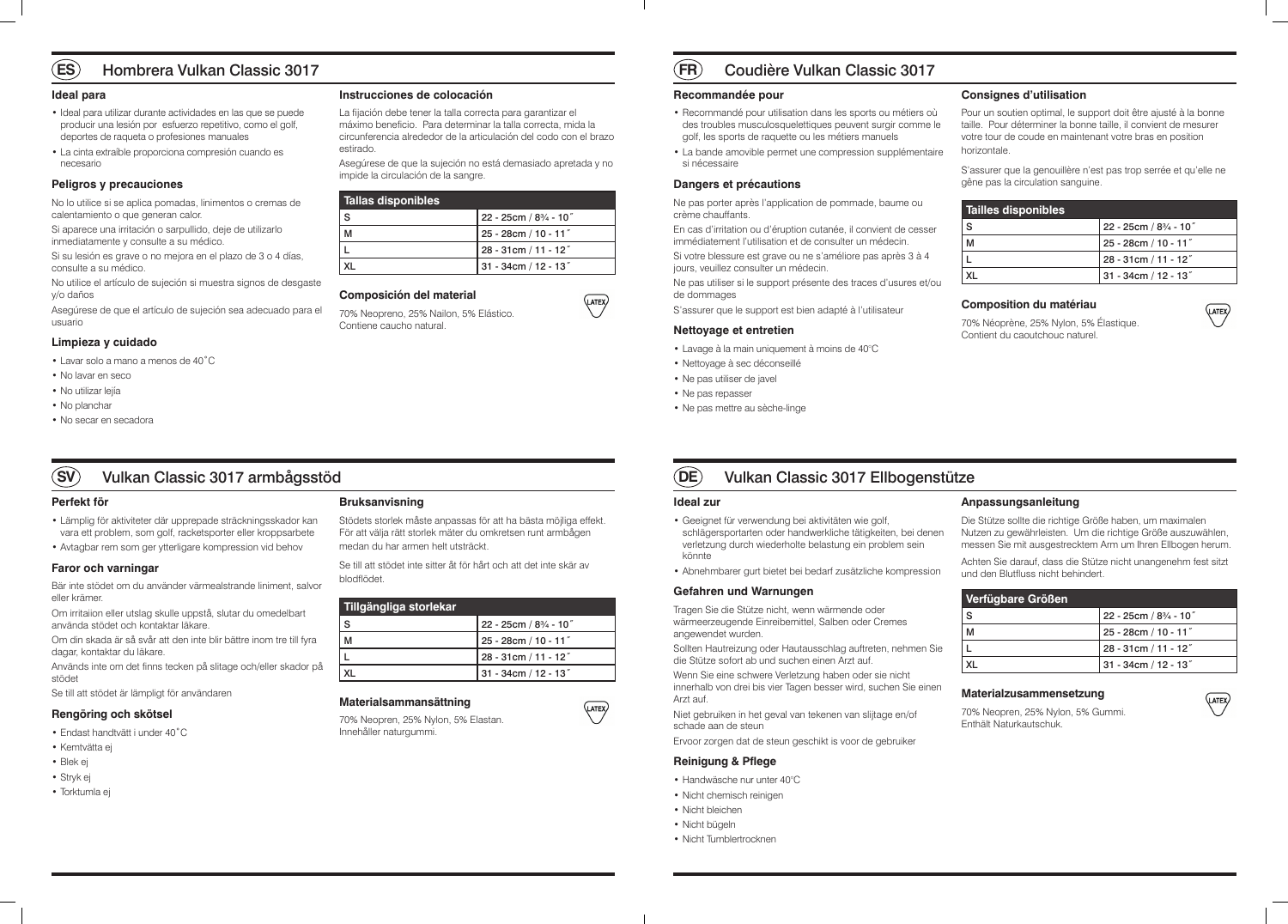## ES Hombrera Vulkan Classic 3017

### Ideal para

- Ideal para utilizar durante actividades en las que se puede producir una lesión por esfuerzo repetitivo, como el golf, deportes de raqueta o profesiones manuales
- La cinta extraíble proporciona compresión cuando es necesario

### Peligros y precauciones

No lo utilice si se aplica pomadas, linimentos o cremas de calentamiento o que generan calor.

Si aparece una irritación o sarpullido, deje de utilizarlo inmediatamente y consulte a su médico.

Si su lesión es grave o no mejora en el plazo de 3 o 4 días, consulte a su médico.

No utilice el artículo de sujeción si muestra signos de desgaste y/o daños

Asegúrese de que el artículo de sujeción sea adecuado para el usuario

### Limpieza y cuidado

- Lavar solo a mano a menos de 40˚C
- No lavar en seco
- No utilizar lejía
- No planchar
- No secar en secadora

### Instrucciones de colocación

La fijación debe tener la talla correcta para garantizar el máximo beneficio. Para determinar la talla correcta, mida la circunferencia alrededor de la articulación del codo con el brazo estirado.

Asegúrese de que la sujeción no está demasiado apretada y no impide la circulación de la sangre.

| Tallas disponibles | |
|---|---|
| S | 22 - 25cm / 8¾ - 10˝ |
| M | 25 - 28cm / 10 - 11˝ |
| L | 28 - 31cm / 11 - 12˝ |
| XL | 31 - 34cm / 12 - 13˝ |

### Composición del material

70% Neopreno, 25% Nailon, 5% Elástico.
Contiene caucho natural.

LATEX

## FR Coudière Vulkan Classic 3017

### Recommandée pour

- Recommandé pour utilisation dans les sports ou métiers où des troubles musculosquelettiques peuvent surgir comme le golf, les sports de raquette ou les métiers manuels
- La bande amovible permet une compression supplémentaire si nécessaire

### Dangers et précautions

Ne pas porter après l'application de pommade, baume ou crème chauffants.

En cas d'irritation ou d'éruption cutanée, il convient de cesser immédiatement l'utilisation et de consulter un médecin.

Si votre blessure est grave ou ne s'améliore pas après 3 à 4 jours, veuillez consulter un médecin.

Ne pas utiliser si le support présente des traces d'usures et/ou de dommages

S'assurer que le support est bien adapté à l'utilisateur

### Nettoyage et entretien

- Lavage à la main uniquement à moins de 40°C
- Nettoyage à sec déconseillé
- Ne pas utiliser de javel
- Ne pas repasser
- Ne pas mettre au sèche-linge

### Consignes d'utilisation

Pour un soutien optimal, le support doit être ajusté à la bonne taille. Pour déterminer la bonne taille, il convient de mesurer votre tour de coude en maintenant votre bras en position horizontale.

S'assurer que la genouillère n'est pas trop serrée et qu'elle ne gêne pas la circulation sanguine.

| Tailles disponibles | |
|---|---|
| S | 22 - 25cm / 8¾ - 10˝ |
| M | 25 - 28cm / 10 - 11˝ |
| L | 28 - 31cm / 11 - 12˝ |
| XL | 31 - 34cm / 12 - 13˝ |

### Composition du matériau

70% Néoprène, 25% Nylon, 5% Élastique.
Contient du caoutchouc naturel.

LATEX

## SV Vulkan Classic 3017 armbågsstöd

### Perfekt för

- Lämplig för aktiviteter där upprepade sträckningsskador kan vara ett problem, som golf, racketsporter eller kroppsarbete
- Avtagbar rem som ger ytterligare kompression vid behov

### Faror och varningar

Bär inte stödet om du använder värmealstrande liniment, salvor eller krämer.

Om irritaiion eller utslag skulle uppstå, slutar du omedelbart använda stödet och kontaktar läkare.

Om din skada är så svår att den inte blir bättre inom tre till fyra dagar, kontaktar du läkare.

Används inte om det finns tecken på slitage och/eller skador på stödet

Se till att stödet är lämpligt för användaren

### Rengöring och skötsel

- Endast handtvätt i under 40˚C
- Kemtvätta ej
- Blek ej
- Stryk ej
- Torktumla ej

### Bruksanvisning

Stödets storlek måste anpassas för att ha bästa möjliga effekt. För att välja rätt storlek mäter du omkretsen runt armbågen medan du har armen helt utsträckt.

Se till att stödet inte sitter åt för hårt och att det inte skär av blodflödet.

| Tillgängliga storlekar | |
|---|---|
| S | 22 - 25cm / 8¾ - 10˝ |
| M | 25 - 28cm / 10 - 11˝ |
| L | 28 - 31cm / 11 - 12˝ |
| XL | 31 - 34cm / 12 - 13˝ |

### Materialsammansättning

70% Neopren, 25% Nylon, 5% Elastan.
Innehåller naturgummi.

LATEX

## DE Vulkan Classic 3017 Ellbogenstütze

### Ideal zur

- Geeignet für verwendung bei aktivitäten wie golf, schlägersportarten oder handwerkliche tätigkeiten, bei denen verletzung durch wiederholte belastung ein problem sein könnte
- Abnehmbarer gurt bietet bei bedarf zusätzliche kompression

### Gefahren und Warnungen

Tragen Sie die Stütze nicht, wenn wärmende oder wärmeerzeugende Einreibemittel, Salben oder Cremes angewendet wurden.

Sollten Hautreizung oder Hautausschlag auftreten, nehmen Sie die Stütze sofort ab und suchen einen Arzt auf.

Wenn Sie eine schwere Verletzung haben oder sie nicht innerhalb von drei bis vier Tagen besser wird, suchen Sie einen Arzt auf.

Niet gebruiken in het geval van tekenen van slijtage en/of schade aan de steun

Ervoor zorgen dat de steun geschikt is voor de gebruiker

### Reinigung & Pflege

- Handwäsche nur unter 40°C
- Nicht chemisch reinigen
- Nicht bleichen
- Nicht bügeln
- Nicht Tumblertrocknen

### Anpassungsanleitung

Die Stütze sollte die richtige Größe haben, um maximalen Nutzen zu gewährleisten. Um die richtige Größe auszuwählen, messen Sie mit ausgestrecktem Arm um Ihren Ellbogen herum.

Achten Sie darauf, dass die Stütze nicht unangenehm fest sitzt und den Blutfluss nicht behindert.

| Verfügbare Größen | |
|---|---|
| S | 22 - 25cm / 8¾ - 10˝ |
| M | 25 - 28cm / 10 - 11˝ |
| L | 28 - 31cm / 11 - 12˝ |
| XL | 31 - 34cm / 12 - 13˝ |

### Materialzusammensetzung

70% Neopren, 25% Nylon, 5% Gummi.
Enthält Naturkautschuk.

LATEX